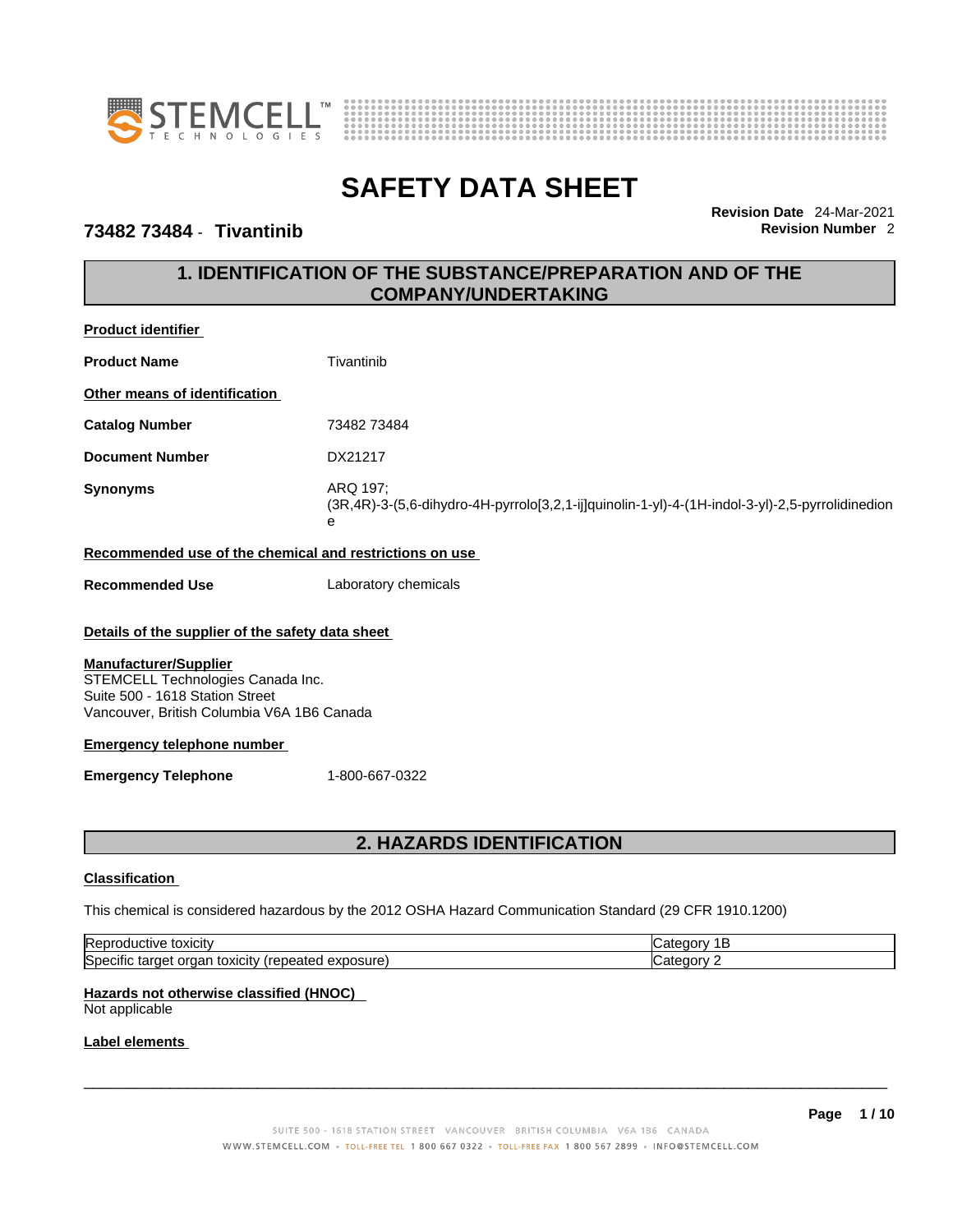# SAFETY DATA SHEET

**73482 73484 - Tivantinib**

**Revision Date** 24-Mar-2021
**Revision Number** 2

## 1. IDENTIFICATION OF THE SUBSTANCE/PREPARATION AND OF THE COMPANY/UNDERTAKING

**Product identifier**

**Product Name** Tivantinib

**Other means of identification**

**Catalog Number** 73482 73484

**Document Number** DX21217

**Synonyms** ARQ 197; (3R,4R)-3-(5,6-dihydro-4H-pyrrolo[3,2,1-ij]quinolin-1-yl)-4-(1H-indol-3-yl)-2,5-pyrrolidinedione

**Recommended use of the chemical and restrictions on use**

**Recommended Use** Laboratory chemicals

**Details of the supplier of the safety data sheet**

**Manufacturer/Supplier**
STEMCELL Technologies Canada Inc.
Suite 500 - 1618 Station Street
Vancouver, British Columbia V6A 1B6 Canada

**Emergency telephone number**

**Emergency Telephone** 1-800-667-0322

## 2. HAZARDS IDENTIFICATION

**Classification**

This chemical is considered hazardous by the 2012 OSHA Hazard Communication Standard (29 CFR 1910.1200)

| | |
|---|---|
| Reproductive toxicity | Category 1B |
| Specific target organ toxicity (repeated exposure) | Category 2 |

**Hazards not otherwise classified (HNOC)**
Not applicable

**Label elements**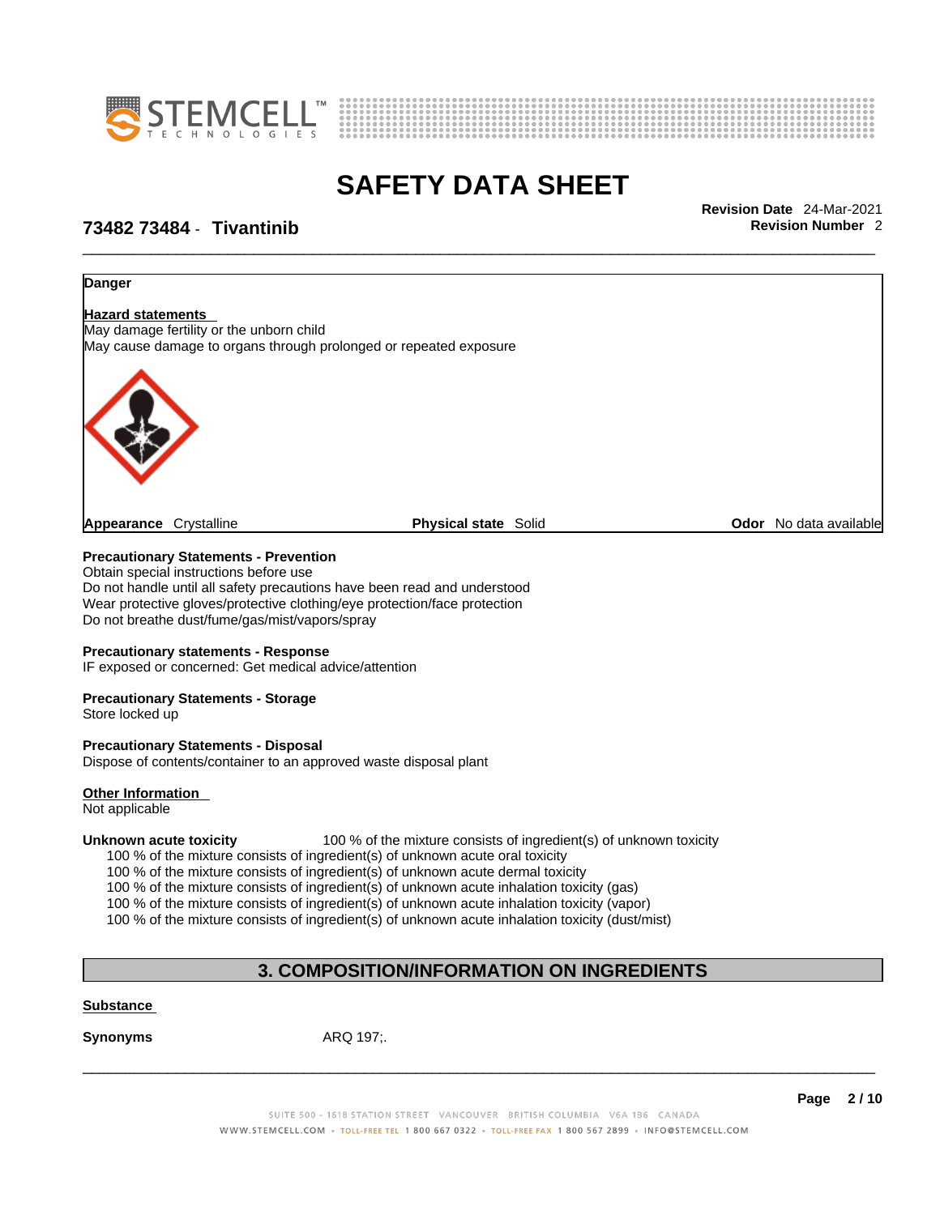**Danger**

**Hazard statements**

May damage fertility or the unborn child
May cause damage to organs through prolonged or repeated exposure

| **Appearance** Crystalline | **Physical state** Solid | **Odor** No data available |
|---|---|---|

**Precautionary Statements - Prevention**

Obtain special instructions before use
Do not handle until all safety precautions have been read and understood
Wear protective gloves/protective clothing/eye protection/face protection
Do not breathe dust/fume/gas/mist/vapors/spray

**Precautionary statements - Response**

IF exposed or concerned: Get medical advice/attention

**Precautionary Statements - Storage**

Store locked up

**Precautionary Statements - Disposal**

Dispose of contents/container to an approved waste disposal plant

**Other Information**

Not applicable

**Unknown acute toxicity** 100 % of the mixture consists of ingredient(s) of unknown toxicity

100 % of the mixture consists of ingredient(s) of unknown acute oral toxicity
100 % of the mixture consists of ingredient(s) of unknown acute dermal toxicity
100 % of the mixture consists of ingredient(s) of unknown acute inhalation toxicity (gas)
100 % of the mixture consists of ingredient(s) of unknown acute inhalation toxicity (vapor)
100 % of the mixture consists of ingredient(s) of unknown acute inhalation toxicity (dust/mist)

## 3. COMPOSITION/INFORMATION ON INGREDIENTS

**Substance**

**Synonyms** ARQ 197;.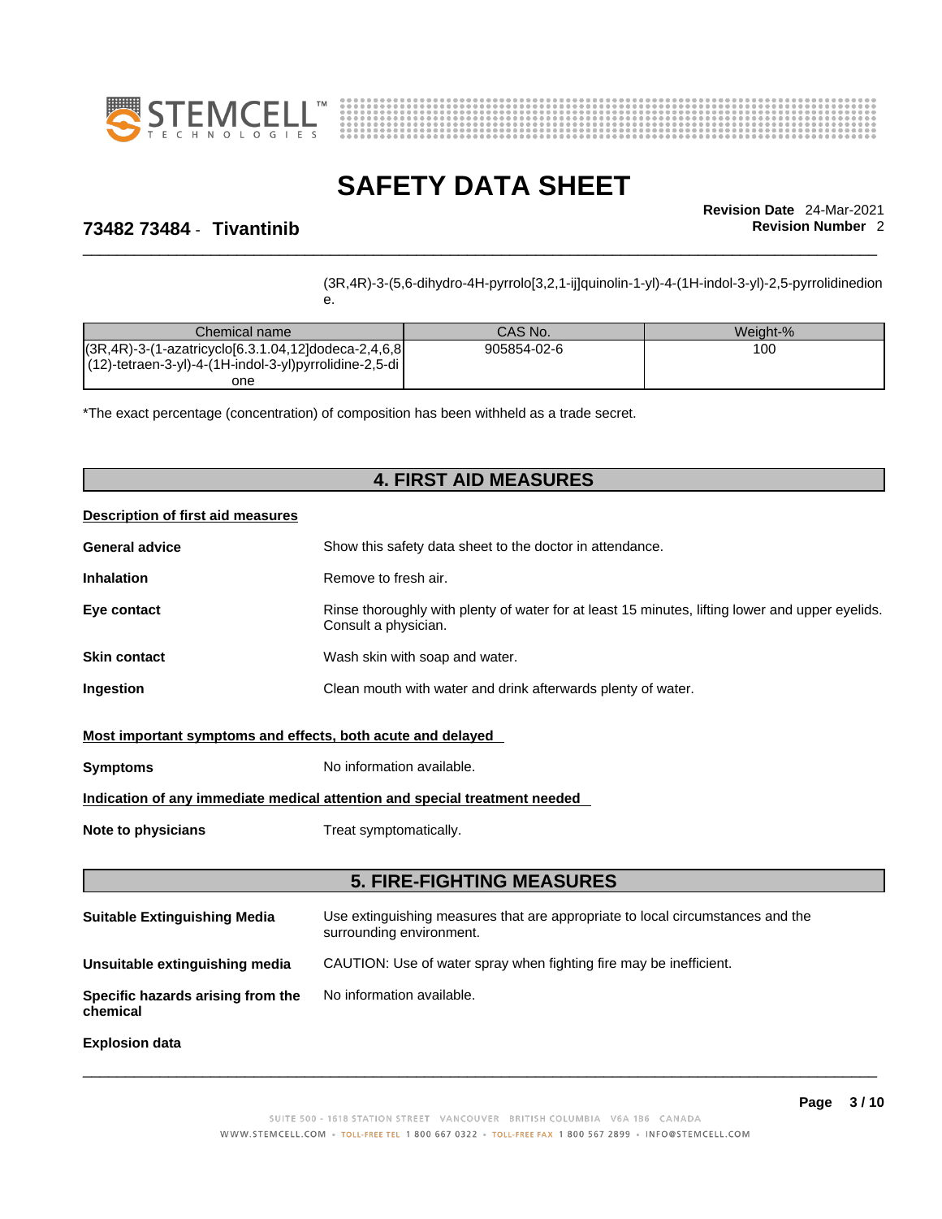(3R,4R)-3-(5,6-dihydro-4H-pyrrolo[3,2,1-ij]quinolin-1-yl)-4-(1H-indol-3-yl)-2,5-pyrrolidinedione.

| Chemical name | CAS No. | Weight-% |
| --- | --- | --- |
| (3R,4R)-3-(1-azatricyclo[6.3.1.04,12]dodeca-2,4,6,8(12)-tetraen-3-yl)-4-(1H-indol-3-yl)pyrrolidine-2,5-dione | 905854-02-6 | 100 |

*The exact percentage (concentration) of composition has been withheld as a trade secret.

## 4. FIRST AID MEASURES

**Description of first aid measures**

**General advice** Show this safety data sheet to the doctor in attendance.

**Inhalation** Remove to fresh air.

**Eye contact** Rinse thoroughly with plenty of water for at least 15 minutes, lifting lower and upper eyelids. Consult a physician.

**Skin contact** Wash skin with soap and water.

**Ingestion** Clean mouth with water and drink afterwards plenty of water.

**Most important symptoms and effects, both acute and delayed**

**Symptoms** No information available.

**Indication of any immediate medical attention and special treatment needed**

**Note to physicians** Treat symptomatically.

## 5. FIRE-FIGHTING MEASURES

**Suitable Extinguishing Media** Use extinguishing measures that are appropriate to local circumstances and the surrounding environment.

**Unsuitable extinguishing media** CAUTION: Use of water spray when fighting fire may be inefficient.

**Specific hazards arising from the chemical** No information available.

**Explosion data**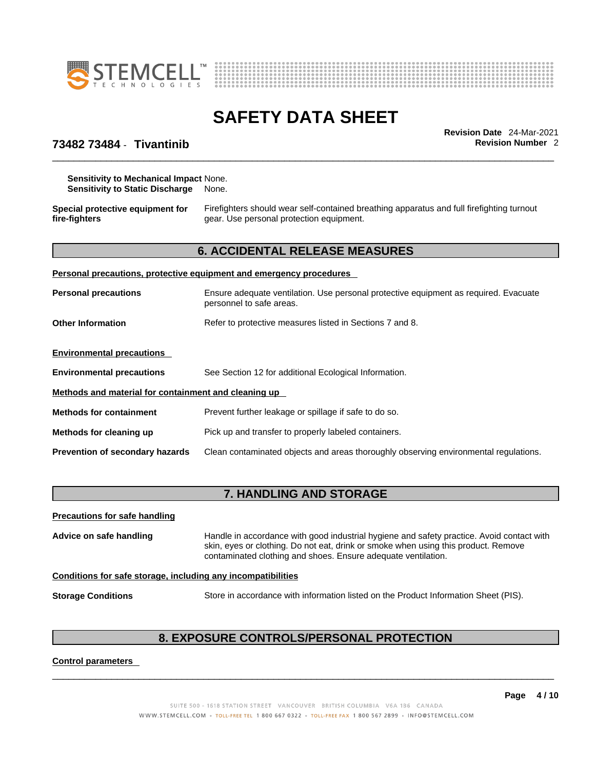| | |
|---|---|
| **Sensitivity to Mechanical Impact** | None. |
| **Sensitivity to Static Discharge** | None. |

**Special protective equipment for fire-fighters** Firefighters should wear self-contained breathing apparatus and full firefighting turnout gear. Use personal protection equipment.

## 6. ACCIDENTAL RELEASE MEASURES

**Personal precautions, protective equipment and emergency procedures**

**Personal precautions** Ensure adequate ventilation. Use personal protective equipment as required. Evacuate personnel to safe areas.

**Other Information** Refer to protective measures listed in Sections 7 and 8.

**Environmental precautions**

**Environmental precautions** See Section 12 for additional Ecological Information.

**Methods and material for containment and cleaning up**

**Methods for containment** Prevent further leakage or spillage if safe to do so.

**Methods for cleaning up** Pick up and transfer to properly labeled containers.

**Prevention of secondary hazards** Clean contaminated objects and areas thoroughly observing environmental regulations.

## 7. HANDLING AND STORAGE

**Precautions for safe handling**

**Advice on safe handling** Handle in accordance with good industrial hygiene and safety practice. Avoid contact with skin, eyes or clothing. Do not eat, drink or smoke when using this product. Remove contaminated clothing and shoes. Ensure adequate ventilation.

**Conditions for safe storage, including any incompatibilities**

**Storage Conditions** Store in accordance with information listed on the Product Information Sheet (PIS).

## 8. EXPOSURE CONTROLS/PERSONAL PROTECTION

**Control parameters**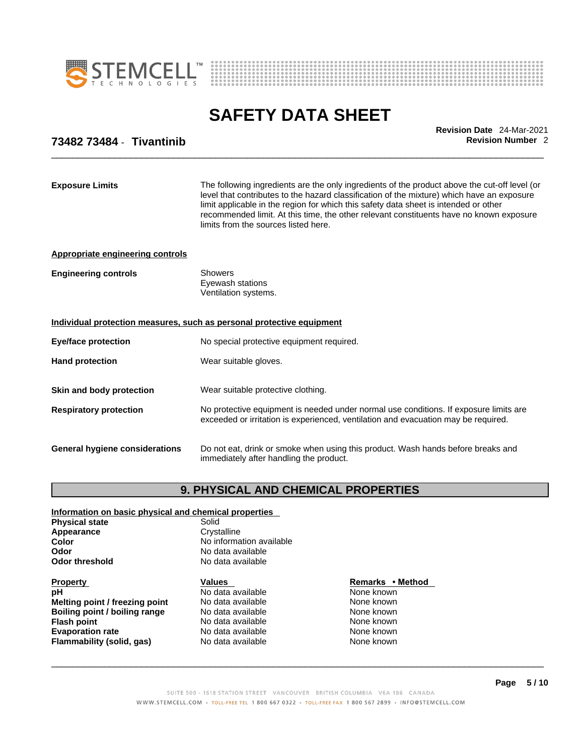**Exposure Limits** The following ingredients are the only ingredients of the product above the cut-off level (or level that contributes to the hazard classification of the mixture) which have an exposure limit applicable in the region for which this safety data sheet is intended or other recommended limit. At this time, the other relevant constituents have no known exposure limits from the sources listed here.

**Appropriate engineering controls**

**Engineering controls** Showers
Eyewash stations
Ventilation systems.

**Individual protection measures, such as personal protective equipment**

**Eye/face protection** No special protective equipment required.

**Hand protection** Wear suitable gloves.

**Skin and body protection** Wear suitable protective clothing.

**Respiratory protection** No protective equipment is needed under normal use conditions. If exposure limits are exceeded or irritation is experienced, ventilation and evacuation may be required.

**General hygiene considerations** Do not eat, drink or smoke when using this product. Wash hands before breaks and immediately after handling the product.

## 9. PHYSICAL AND CHEMICAL PROPERTIES

**Information on basic physical and chemical properties**

| | |
|---|---|
| **Physical state** | Solid |
| **Appearance** | Crystalline |
| **Color** | No information available |
| **Odor** | No data available |
| **Odor threshold** | No data available |

| Property | Values | Remarks • Method |
|---|---|---|
| **pH** | No data available | None known |
| **Melting point / freezing point** | No data available | None known |
| **Boiling point / boiling range** | No data available | None known |
| **Flash point** | No data available | None known |
| **Evaporation rate** | No data available | None known |
| **Flammability (solid, gas)** | No data available | None known |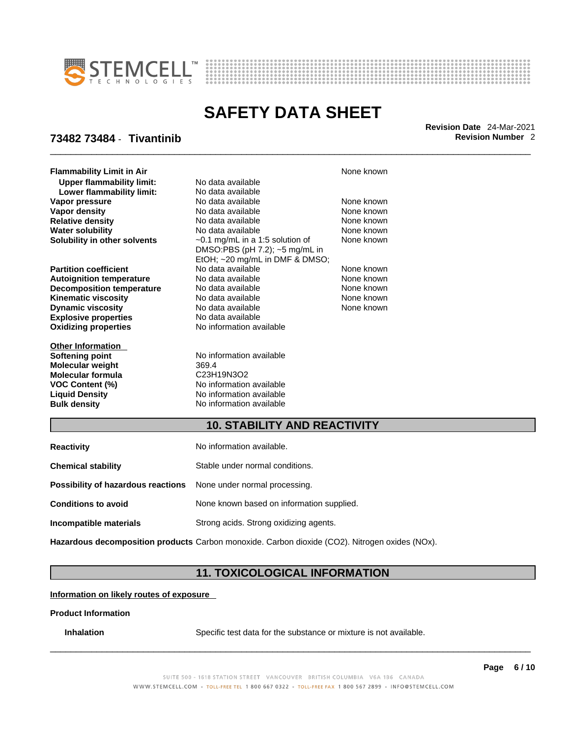| | | |
|---|---|---|
| **Flammability Limit in Air** | | None known |
| **Upper flammability limit:** | No data available | |
| **Lower flammability limit:** | No data available | |
| **Vapor pressure** | No data available | None known |
| **Vapor density** | No data available | None known |
| **Relative density** | No data available | None known |
| **Water solubility** | No data available | None known |
| **Solubility in other solvents** | ~0.1 mg/mL in a 1:5 solution of DMSO:PBS (pH 7.2); ~5 mg/mL in EtOH; ~20 mg/mL in DMF & DMSO; | None known |
| **Partition coefficient** | No data available | None known |
| **Autoignition temperature** | No data available | None known |
| **Decomposition temperature** | No data available | None known |
| **Kinematic viscosity** | No data available | None known |
| **Dynamic viscosity** | No data available | None known |
| **Explosive properties** | No data available | |
| **Oxidizing properties** | No information available | |

**Other Information**

| | |
|---|---|
| **Softening point** | No information available |
| **Molecular weight** | 369.4 |
| **Molecular formula** | $C_{23}H_{19}N_3O_2$ |
| **VOC Content (%)** | No information available |
| **Liquid Density** | No information available |
| **Bulk density** | No information available |

## 10. STABILITY AND REACTIVITY

**Reactivity** No information available.

**Chemical stability** Stable under normal conditions.

**Possibility of hazardous reactions** None under normal processing.

**Conditions to avoid** None known based on information supplied.

**Incompatible materials** Strong acids. Strong oxidizing agents.

**Hazardous decomposition products** Carbon monoxide. Carbon dioxide ($CO_2$). Nitrogen oxides (NOx).

## 11. TOXICOLOGICAL INFORMATION

**Information on likely routes of exposure**

**Product Information**

**Inhalation** Specific test data for the substance or mixture is not available.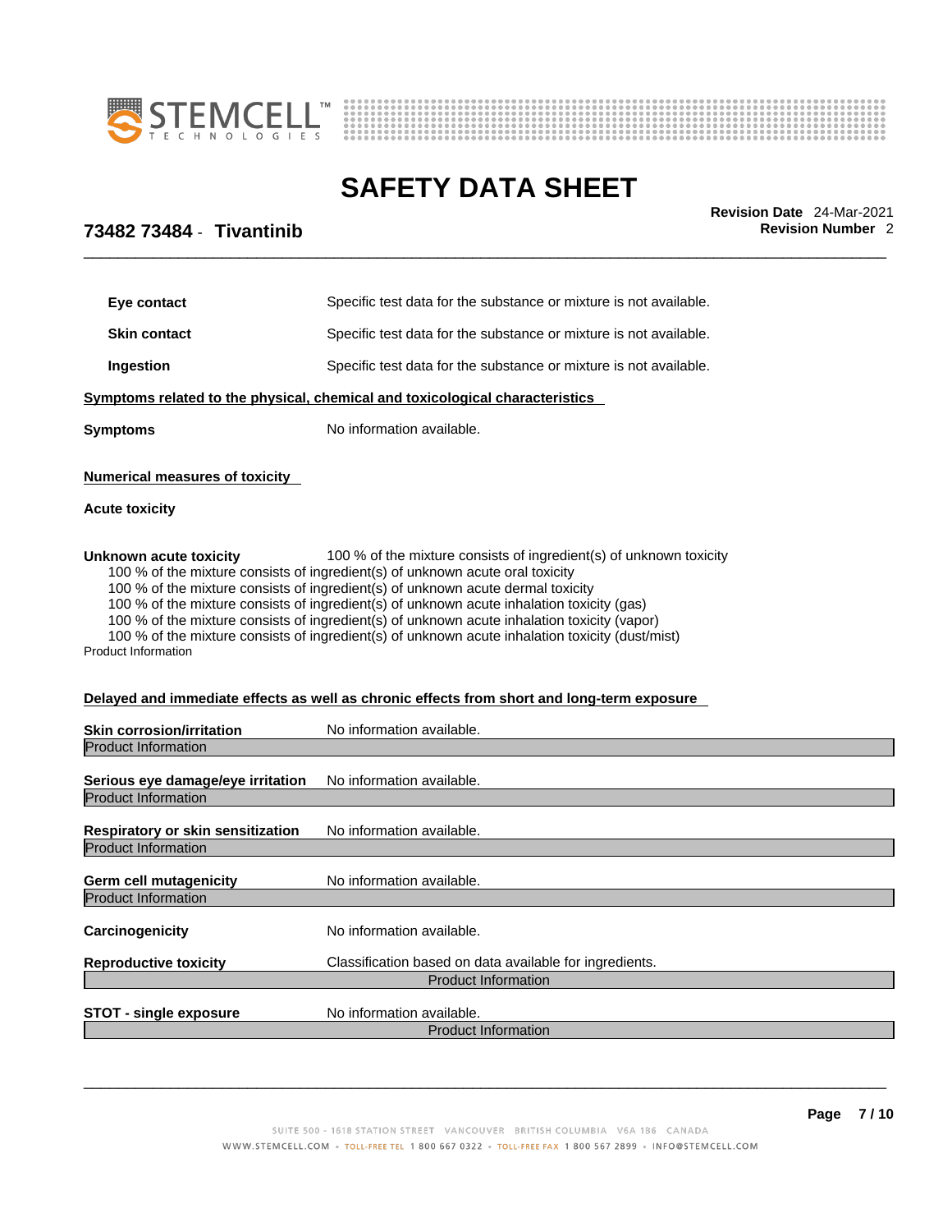**Eye contact** Specific test data for the substance or mixture is not available.

**Skin contact** Specific test data for the substance or mixture is not available.

**Ingestion** Specific test data for the substance or mixture is not available.

**Symptoms related to the physical, chemical and toxicological characteristics**

**Symptoms** No information available.

**Numerical measures of toxicity**

**Acute toxicity**

**Unknown acute toxicity** 100 % of the mixture consists of ingredient(s) of unknown toxicity

100 % of the mixture consists of ingredient(s) of unknown acute oral toxicity
100 % of the mixture consists of ingredient(s) of unknown acute dermal toxicity
100 % of the mixture consists of ingredient(s) of unknown acute inhalation toxicity (gas)
100 % of the mixture consists of ingredient(s) of unknown acute inhalation toxicity (vapor)
100 % of the mixture consists of ingredient(s) of unknown acute inhalation toxicity (dust/mist)

Product Information

**Delayed and immediate effects as well as chronic effects from short and long-term exposure**

**Skin corrosion/irritation** No information available.

Product Information

**Serious eye damage/eye irritation** No information available.

Product Information

**Respiratory or skin sensitization** No information available.

Product Information

**Germ cell mutagenicity** No information available.

Product Information

**Carcinogenicity** No information available.

**Reproductive toxicity** Classification based on data available for ingredients.

Product Information

**STOT - single exposure** No information available.

Product Information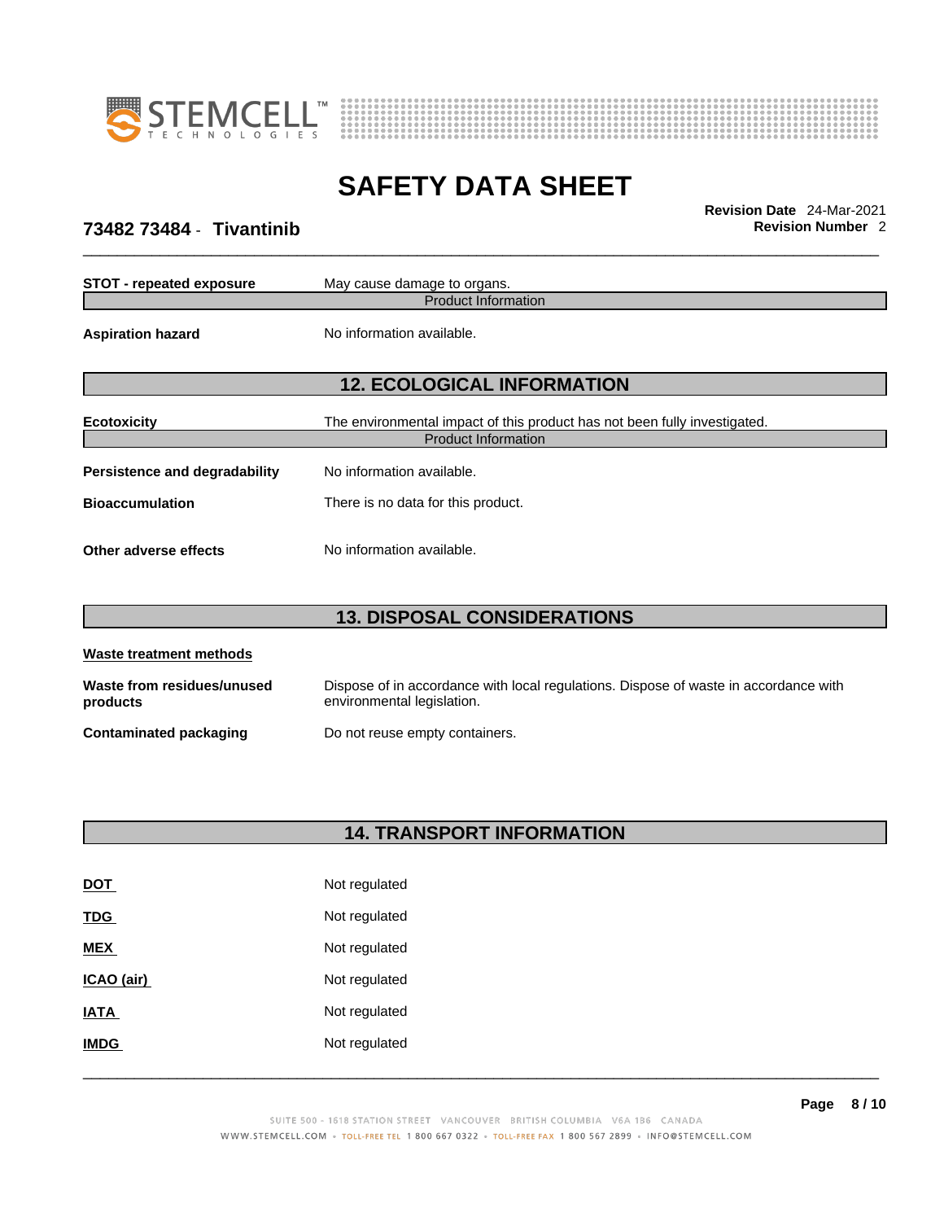| | |
|---|---|
| **STOT - repeated exposure** | May cause damage to organs. |

Product Information

| | |
|---|---|
| **Aspiration hazard** | No information available. |

## 12. ECOLOGICAL INFORMATION

| | |
|---|---|
| **Ecotoxicity** | The environmental impact of this product has not been fully investigated. |

Product Information

| | |
|---|---|
| **Persistence and degradability** | No information available. |
| **Bioaccumulation** | There is no data for this product. |
| **Other adverse effects** | No information available. |

## 13. DISPOSAL CONSIDERATIONS

**Waste treatment methods**

| | |
|---|---|
| **Waste from residues/unused products** | Dispose of in accordance with local regulations. Dispose of waste in accordance with environmental legislation. |
| **Contaminated packaging** | Do not reuse empty containers. |

## 14. TRANSPORT INFORMATION

| | |
|---|---|
| **DOT** | Not regulated |
| **TDG** | Not regulated |
| **MEX** | Not regulated |
| **ICAO (air)** | Not regulated |
| **IATA** | Not regulated |
| **IMDG** | Not regulated |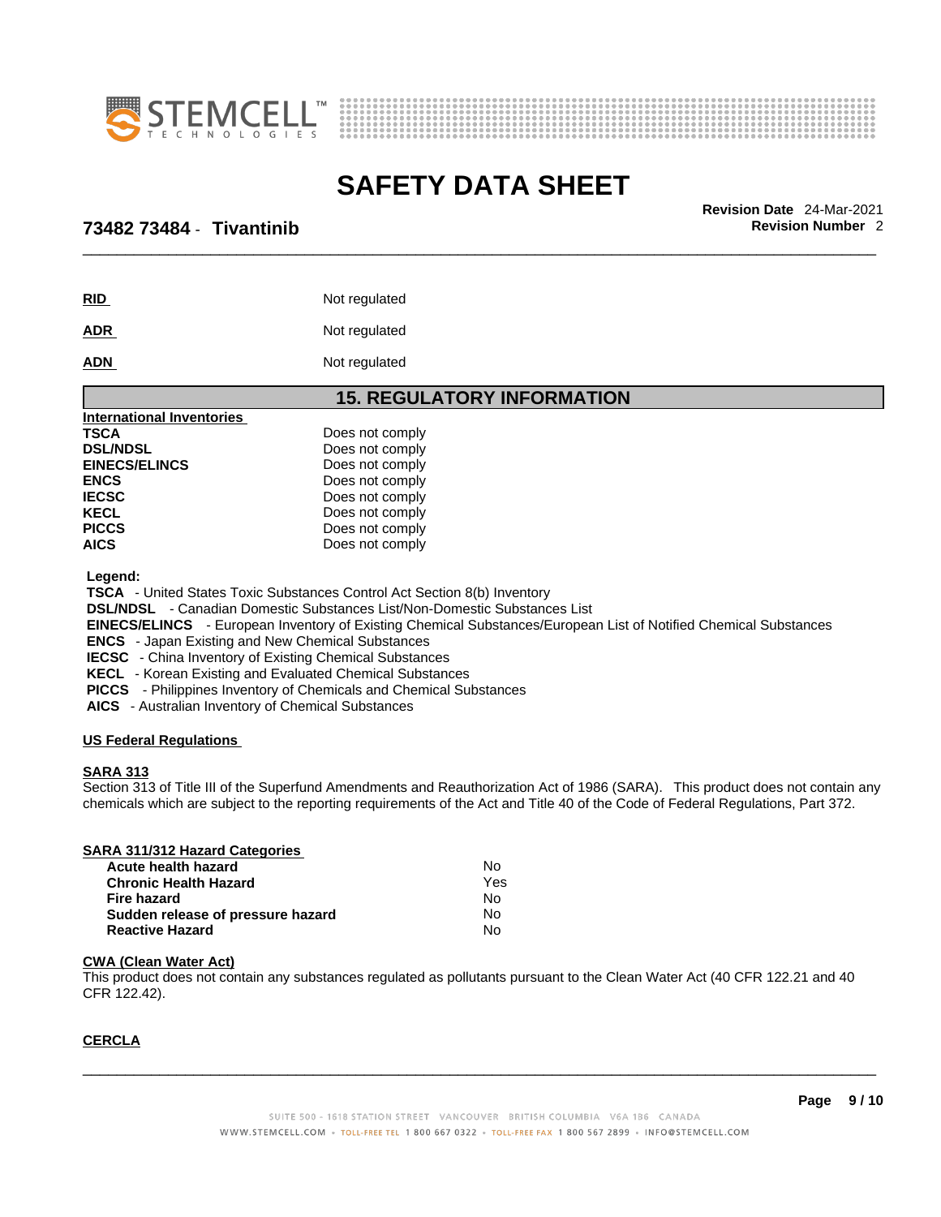| | |
|---|---|
| **RID** | Not regulated |
| **ADR** | Not regulated |
| **ADN** | Not regulated |

## 15. REGULATORY INFORMATION

**International Inventories**

| | |
|---|---|
| **TSCA** | Does not comply |
| **DSL/NDSL** | Does not comply |
| **EINECS/ELINCS** | Does not comply |
| **ENCS** | Does not comply |
| **IECSC** | Does not comply |
| **KECL** | Does not comply |
| **PICCS** | Does not comply |
| **AICS** | Does not comply |

**Legend:**

**TSCA** - United States Toxic Substances Control Act Section 8(b) Inventory
**DSL/NDSL** - Canadian Domestic Substances List/Non-Domestic Substances List
**EINECS/ELINCS** - European Inventory of Existing Chemical Substances/European List of Notified Chemical Substances
**ENCS** - Japan Existing and New Chemical Substances
**IECSC** - China Inventory of Existing Chemical Substances
**KECL** - Korean Existing and Evaluated Chemical Substances
**PICCS** - Philippines Inventory of Chemicals and Chemical Substances
**AICS** - Australian Inventory of Chemical Substances

**US Federal Regulations**

**SARA 313**

Section 313 of Title III of the Superfund Amendments and Reauthorization Act of 1986 (SARA). This product does not contain any chemicals which are subject to the reporting requirements of the Act and Title 40 of the Code of Federal Regulations, Part 372.

**SARA 311/312 Hazard Categories**

| | |
|---|---|
| **Acute health hazard** | No |
| **Chronic Health Hazard** | Yes |
| **Fire hazard** | No |
| **Sudden release of pressure hazard** | No |
| **Reactive Hazard** | No |

**CWA (Clean Water Act)**

This product does not contain any substances regulated as pollutants pursuant to the Clean Water Act (40 CFR 122.21 and 40 CFR 122.42).

**CERCLA**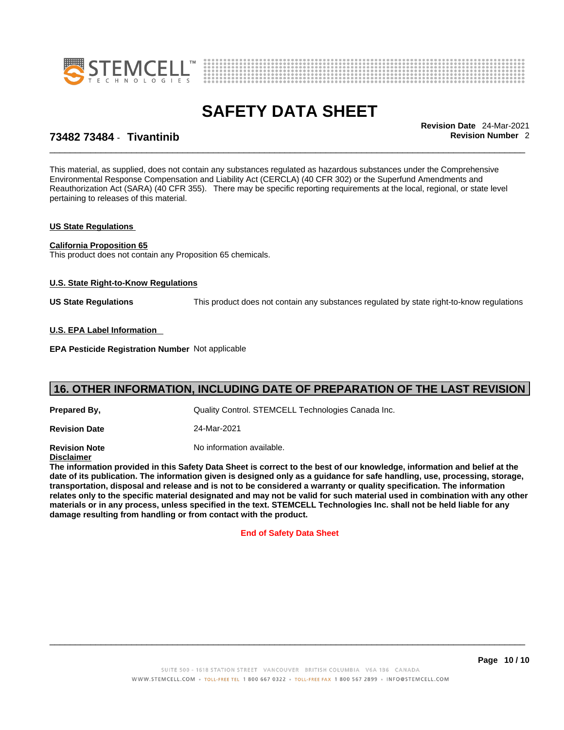This material, as supplied, does not contain any substances regulated as hazardous substances under the Comprehensive Environmental Response Compensation and Liability Act (CERCLA) (40 CFR 302) or the Superfund Amendments and Reauthorization Act (SARA) (40 CFR 355). There may be specific reporting requirements at the local, regional, or state level pertaining to releases of this material.

**US State Regulations**

**California Proposition 65**

This product does not contain any Proposition 65 chemicals.

**U.S. State Right-to-Know Regulations**

**US State Regulations** This product does not contain any substances regulated by state right-to-know regulations

**U.S. EPA Label Information**

**EPA Pesticide Registration Number** Not applicable

## 16. OTHER INFORMATION, INCLUDING DATE OF PREPARATION OF THE LAST REVISION

**Prepared By,** Quality Control. STEMCELL Technologies Canada Inc.

**Revision Date** 24-Mar-2021

**Revision Note** No information available.

**Disclaimer**

**The information provided in this Safety Data Sheet is correct to the best of our knowledge, information and belief at the date of its publication. The information given is designed only as a guidance for safe handling, use, processing, storage, transportation, disposal and release and is not to be considered a warranty or quality specification. The information relates only to the specific material designated and may not be valid for such material used in combination with any other materials or in any process, unless specified in the text. STEMCELL Technologies Inc. shall not be held liable for any damage resulting from handling or from contact with the product.**

**End of Safety Data Sheet**